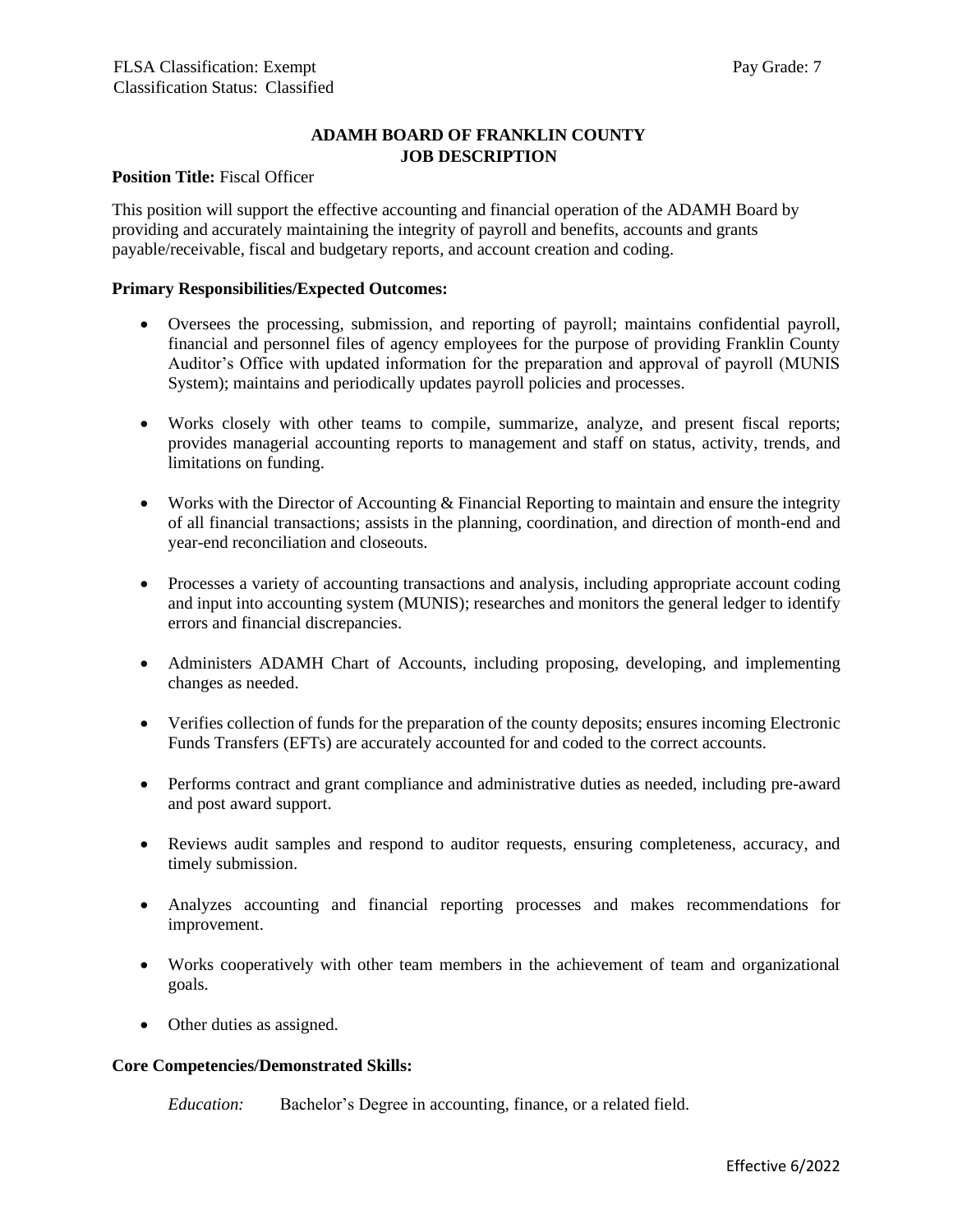FLSA Classification: Exempt Pay Grade: 7
Classification Status: Classified

**ADAMH BOARD OF FRANKLIN COUNTY**
**JOB DESCRIPTION**

**Position Title:** Fiscal Officer

This position will support the effective accounting and financial operation of the ADAMH Board by providing and accurately maintaining the integrity of payroll and benefits, accounts and grants payable/receivable, fiscal and budgetary reports, and account creation and coding.

**Primary Responsibilities/Expected Outcomes:**

- Oversees the processing, submission, and reporting of payroll; maintains confidential payroll, financial and personnel files of agency employees for the purpose of providing Franklin County Auditor's Office with updated information for the preparation and approval of payroll (MUNIS System); maintains and periodically updates payroll policies and processes.

- Works closely with other teams to compile, summarize, analyze, and present fiscal reports; provides managerial accounting reports to management and staff on status, activity, trends, and limitations on funding.

- Works with the Director of Accounting & Financial Reporting to maintain and ensure the integrity of all financial transactions; assists in the planning, coordination, and direction of month-end and year-end reconciliation and closeouts.

- Processes a variety of accounting transactions and analysis, including appropriate account coding and input into accounting system (MUNIS); researches and monitors the general ledger to identify errors and financial discrepancies.

- Administers ADAMH Chart of Accounts, including proposing, developing, and implementing changes as needed.

- Verifies collection of funds for the preparation of the county deposits; ensures incoming Electronic Funds Transfers (EFTs) are accurately accounted for and coded to the correct accounts.

- Performs contract and grant compliance and administrative duties as needed, including pre-award and post award support.

- Reviews audit samples and respond to auditor requests, ensuring completeness, accuracy, and timely submission.

- Analyzes accounting and financial reporting processes and makes recommendations for improvement.

- Works cooperatively with other team members in the achievement of team and organizational goals.

- Other duties as assigned.

**Core Competencies/Demonstrated Skills:**

*Education:* Bachelor's Degree in accounting, finance, or a related field.

Effective 6/2022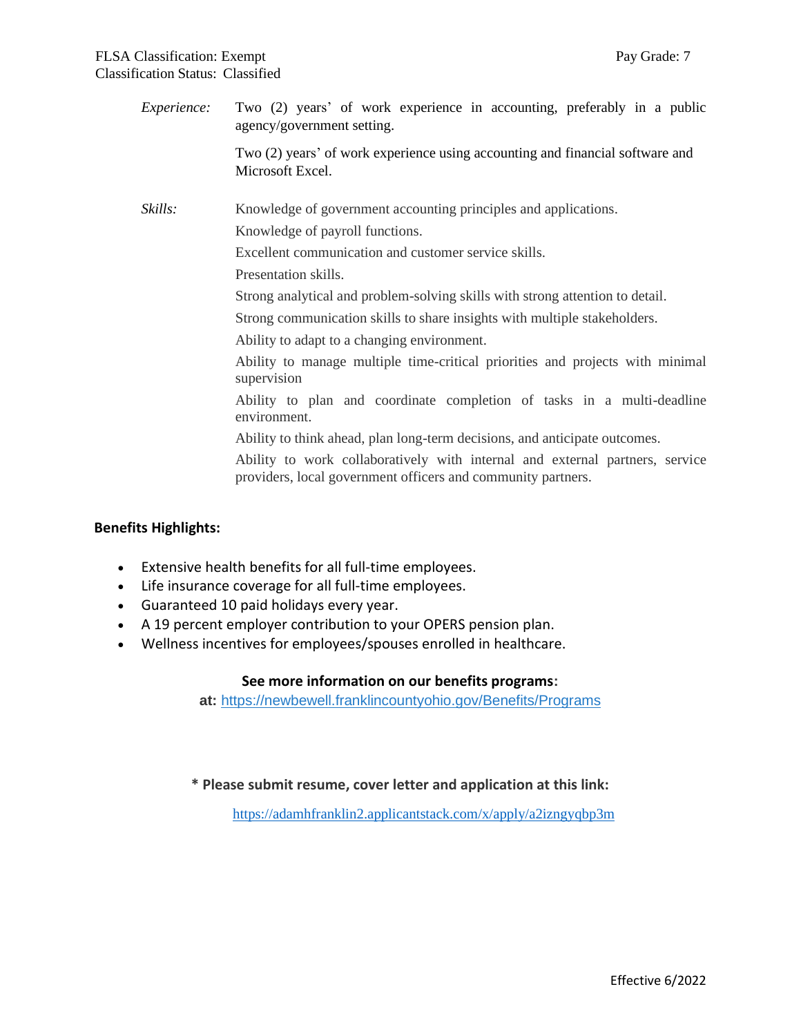FLSA Classification: Exempt  Pay Grade: 7
Classification Status: Classified

| | |
|---|---|
| *Experience:* | Two (2) years' of work experience in accounting, preferably in a public agency/government setting. |
| | Two (2) years' of work experience using accounting and financial software and Microsoft Excel. |
| *Skills:* | Knowledge of government accounting principles and applications. |
| | Knowledge of payroll functions. |
| | Excellent communication and customer service skills. |
| | Presentation skills. |
| | Strong analytical and problem-solving skills with strong attention to detail. |
| | Strong communication skills to share insights with multiple stakeholders. |
| | Ability to adapt to a changing environment. |
| | Ability to manage multiple time-critical priorities and projects with minimal supervision |
| | Ability to plan and coordinate completion of tasks in a multi-deadline environment. |
| | Ability to think ahead, plan long-term decisions, and anticipate outcomes. |
| | Ability to work collaboratively with internal and external partners, service providers, local government officers and community partners. |

**Benefits Highlights:**

- Extensive health benefits for all full-time employees.
- Life insurance coverage for all full-time employees.
- Guaranteed 10 paid holidays every year.
- A 19 percent employer contribution to your OPERS pension plan.
- Wellness incentives for employees/spouses enrolled in healthcare.

**See more information on our benefits programs:**

**at:** https://newbewell.franklincountyohio.gov/Benefits/Programs

**\* Please submit resume, cover letter and application at this link:**

https://adamhfranklin2.applicantstack.com/x/apply/a2izngyqbp3m

Effective 6/2022